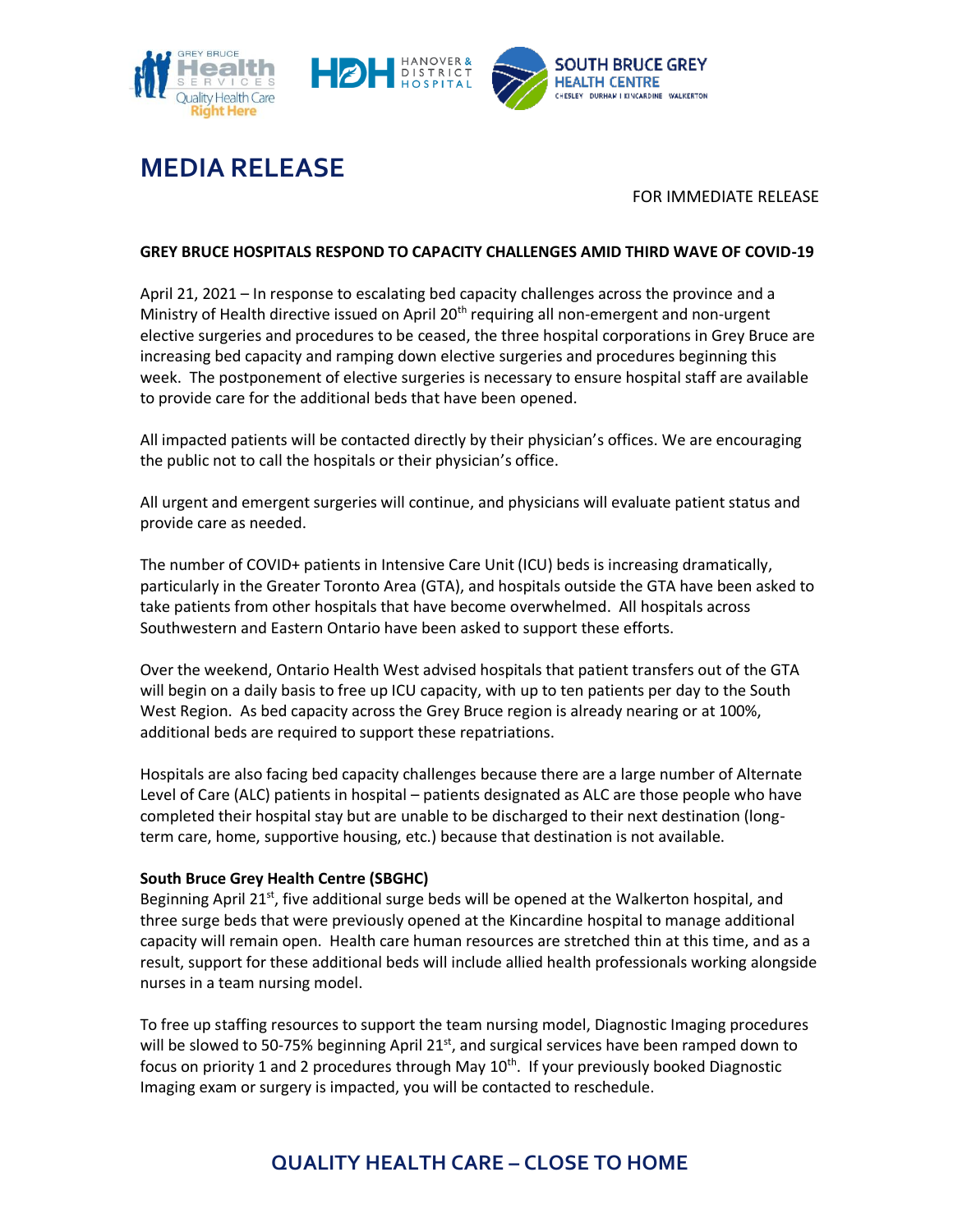# MEDIA RELEASE

FOR IMMEDIATE RELEASE

**GREY BRUCE HOSPITALS RESPOND TO CAPACITY CHALLENGES AMID THIRD WAVE OF COVID-19**

April 21, 2021 – In response to escalating bed capacity challenges across the province and a Ministry of Health directive issued on April 20th requiring all non-emergent and non-urgent elective surgeries and procedures to be ceased, the three hospital corporations in Grey Bruce are increasing bed capacity and ramping down elective surgeries and procedures beginning this week. The postponement of elective surgeries is necessary to ensure hospital staff are available to provide care for the additional beds that have been opened.

All impacted patients will be contacted directly by their physician's offices. We are encouraging the public not to call the hospitals or their physician's office.

All urgent and emergent surgeries will continue, and physicians will evaluate patient status and provide care as needed.

The number of COVID+ patients in Intensive Care Unit (ICU) beds is increasing dramatically, particularly in the Greater Toronto Area (GTA), and hospitals outside the GTA have been asked to take patients from other hospitals that have become overwhelmed. All hospitals across Southwestern and Eastern Ontario have been asked to support these efforts.

Over the weekend, Ontario Health West advised hospitals that patient transfers out of the GTA will begin on a daily basis to free up ICU capacity, with up to ten patients per day to the South West Region. As bed capacity across the Grey Bruce region is already nearing or at 100%, additional beds are required to support these repatriations.

Hospitals are also facing bed capacity challenges because there are a large number of Alternate Level of Care (ALC) patients in hospital – patients designated as ALC are those people who have completed their hospital stay but are unable to be discharged to their next destination (long-term care, home, supportive housing, etc.) because that destination is not available.

**South Bruce Grey Health Centre (SBGHC)**

Beginning April 21st, five additional surge beds will be opened at the Walkerton hospital, and three surge beds that were previously opened at the Kincardine hospital to manage additional capacity will remain open. Health care human resources are stretched thin at this time, and as a result, support for these additional beds will include allied health professionals working alongside nurses in a team nursing model.

To free up staffing resources to support the team nursing model, Diagnostic Imaging procedures will be slowed to 50-75% beginning April 21st, and surgical services have been ramped down to focus on priority 1 and 2 procedures through May 10th. If your previously booked Diagnostic Imaging exam or surgery is impacted, you will be contacted to reschedule.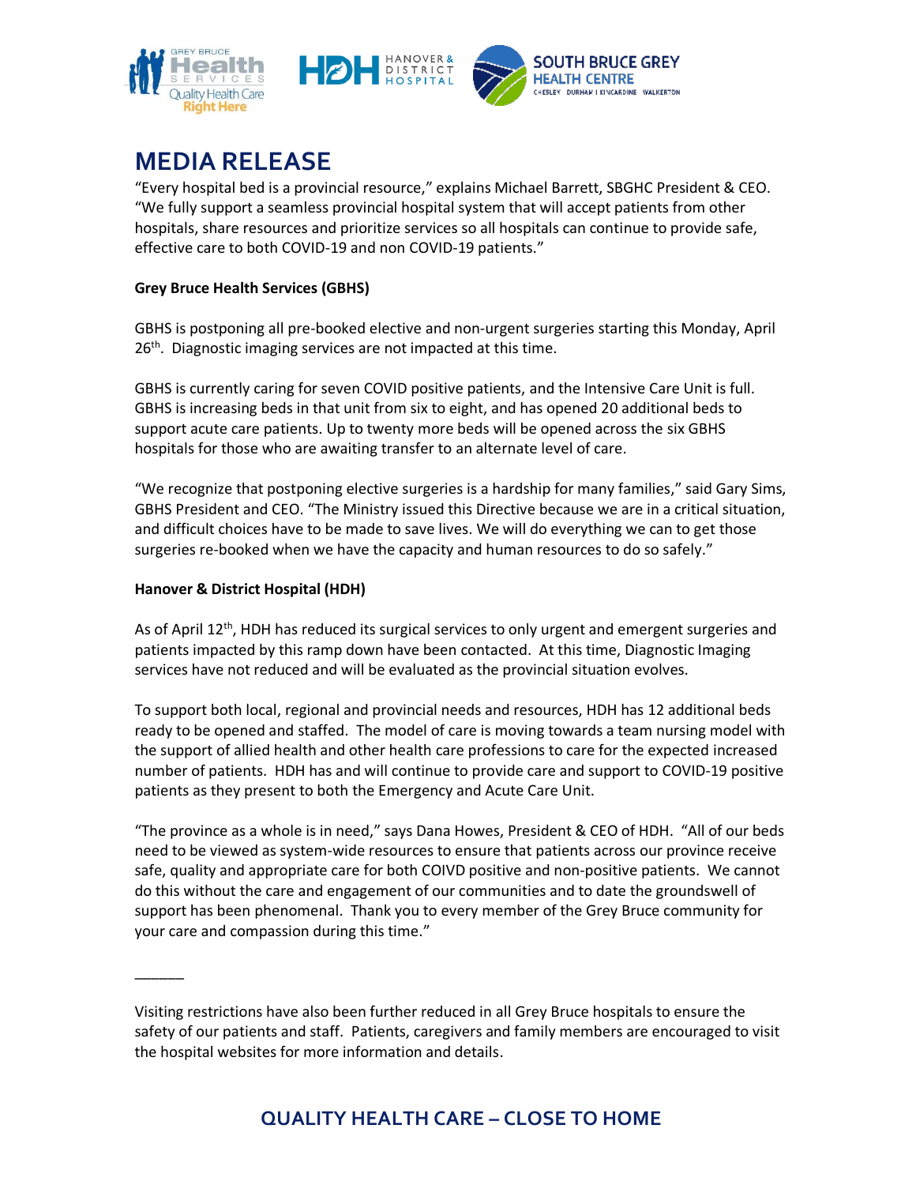# MEDIA RELEASE

"Every hospital bed is a provincial resource," explains Michael Barrett, SBGHC President & CEO. "We fully support a seamless provincial hospital system that will accept patients from other hospitals, share resources and prioritize services so all hospitals can continue to provide safe, effective care to both COVID-19 and non COVID-19 patients."

**Grey Bruce Health Services (GBHS)**

GBHS is postponing all pre-booked elective and non-urgent surgeries starting this Monday, April 26th. Diagnostic imaging services are not impacted at this time.

GBHS is currently caring for seven COVID positive patients, and the Intensive Care Unit is full. GBHS is increasing beds in that unit from six to eight, and has opened 20 additional beds to support acute care patients. Up to twenty more beds will be opened across the six GBHS hospitals for those who are awaiting transfer to an alternate level of care.

"We recognize that postponing elective surgeries is a hardship for many families," said Gary Sims, GBHS President and CEO. "The Ministry issued this Directive because we are in a critical situation, and difficult choices have to be made to save lives. We will do everything we can to get those surgeries re-booked when we have the capacity and human resources to do so safely."

**Hanover & District Hospital (HDH)**

As of April 12th, HDH has reduced its surgical services to only urgent and emergent surgeries and patients impacted by this ramp down have been contacted. At this time, Diagnostic Imaging services have not reduced and will be evaluated as the provincial situation evolves.

To support both local, regional and provincial needs and resources, HDH has 12 additional beds ready to be opened and staffed. The model of care is moving towards a team nursing model with the support of allied health and other health care professions to care for the expected increased number of patients. HDH has and will continue to provide care and support to COVID-19 positive patients as they present to both the Emergency and Acute Care Unit.

"The province as a whole is in need," says Dana Howes, President & CEO of HDH. "All of our beds need to be viewed as system-wide resources to ensure that patients across our province receive safe, quality and appropriate care for both COIVD positive and non-positive patients. We cannot do this without the care and engagement of our communities and to date the groundswell of support has been phenomenal. Thank you to every member of the Grey Bruce community for your care and compassion during this time."

______

Visiting restrictions have also been further reduced in all Grey Bruce hospitals to ensure the safety of our patients and staff. Patients, caregivers and family members are encouraged to visit the hospital websites for more information and details.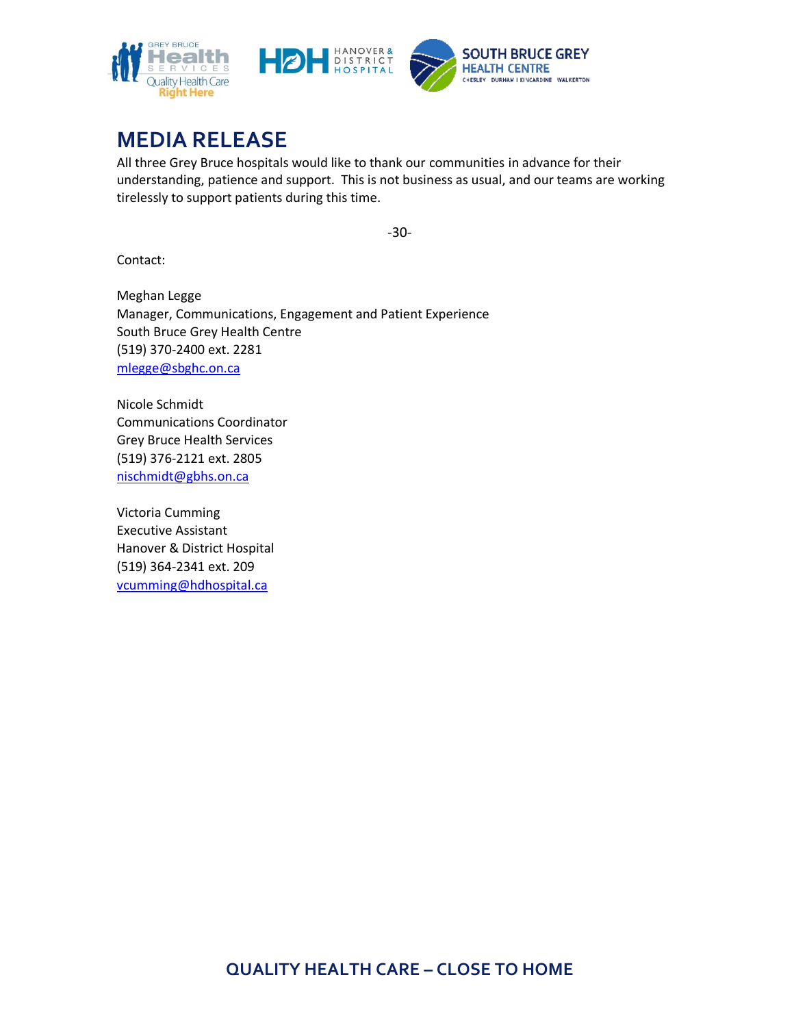# MEDIA RELEASE

All three Grey Bruce hospitals would like to thank our communities in advance for their understanding, patience and support. This is not business as usual, and our teams are working tirelessly to support patients during this time.

-30-

Contact:

Meghan Legge
Manager, Communications, Engagement and Patient Experience
South Bruce Grey Health Centre
(519) 370-2400 ext. 2281
mlegge@sbghc.on.ca

Nicole Schmidt
Communications Coordinator
Grey Bruce Health Services
(519) 376-2121 ext. 2805
nischmidt@gbhs.on.ca

Victoria Cumming
Executive Assistant
Hanover & District Hospital
(519) 364-2341 ext. 209
vcumming@hdhospital.ca